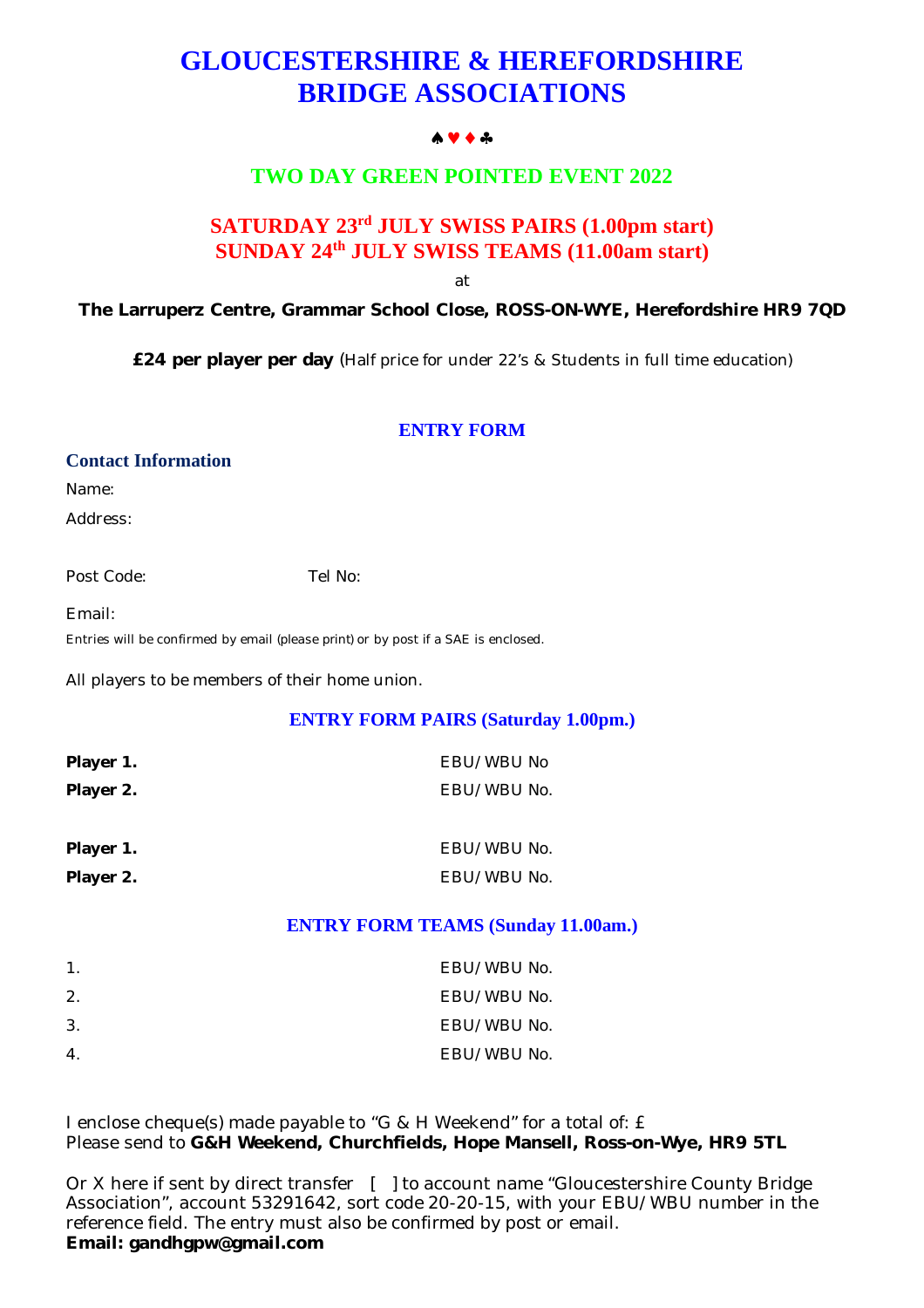# GLOUCESTERSHIRE & HEREFORDSHIRE BRIDGE ASSOCIATIONS

♠♥♦♣

## TWO DAY GREEN POINTED EVENT 2022

## SATURDAY 23rd JULY SWISS PAIRS (1.00pm start)
## SUNDAY 24th JULY SWISS TEAMS (11.00am start)

at

**The Larruperz Centre, Grammar School Close, ROSS-ON-WYE, Herefordshire HR9 7QD**

**£24 per player per day** (Half price for under 22's & Students in full time education)

### ENTRY FORM

**Contact Information**

Name:

Address:

Post Code: Tel No:

Email:

Entries will be confirmed by email (please print) or by post if a SAE is enclosed.

All players to be members of their home union.

### ENTRY FORM PAIRS (Saturday 1.00pm.)

**Player 1.** EBU/WBU No

**Player 2.** EBU/WBU No.

**Player 1.** EBU/WBU No.

**Player 2.** EBU/WBU No.

### ENTRY FORM TEAMS (Sunday 11.00am.)

1. EBU/WBU No.
2. EBU/WBU No.
3. EBU/WBU No.
4. EBU/WBU No.

I enclose cheque(s) made payable to "G & H Weekend" for a total of: £
Please send to **G&H Weekend, Churchfields, Hope Mansell, Ross-on-Wye, HR9 5TL**

Or X here if sent by direct transfer [ ] to account name "Gloucestershire County Bridge Association", account 53291642, sort code 20-20-15, with your EBU/WBU number in the reference field. The entry must also be confirmed by post or email.
**Email: gandhgpw@gmail.com**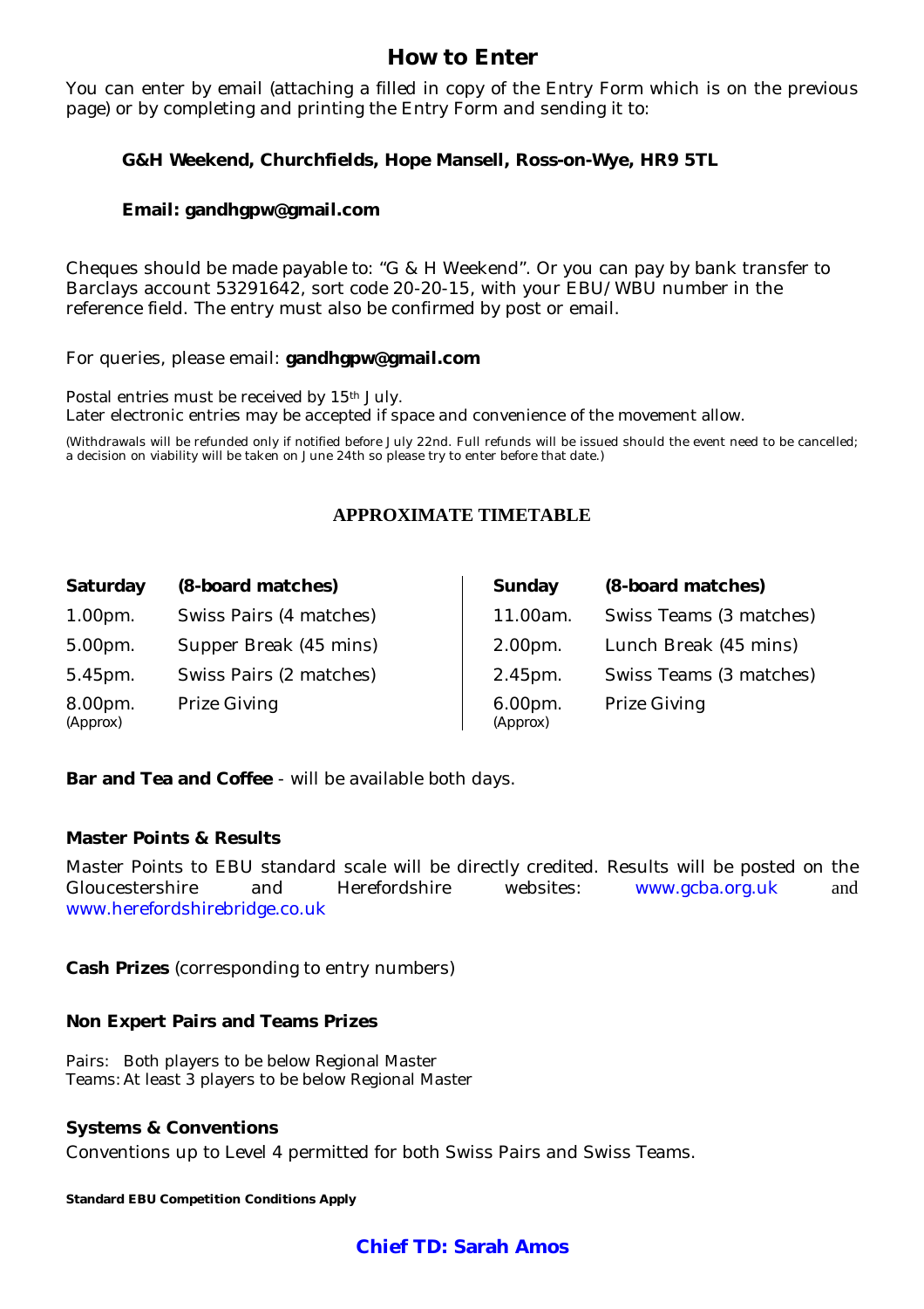## How to Enter

You can enter by email (attaching a filled in copy of the Entry Form which is on the previous page) or by completing and printing the Entry Form and sending it to:

**G&H Weekend, Churchfields, Hope Mansell, Ross-on-Wye, HR9 5TL**

**Email: gandhgpw@gmail.com**

Cheques should be made payable to: "G & H Weekend". Or you can pay by bank transfer to Barclays account 53291642, sort code 20-20-15, with your EBU/WBU number in the reference field. The entry must also be confirmed by post or email.

For queries, please email: **gandhgpw@gmail.com**

Postal entries must be received by 15th July.
Later electronic entries may be accepted if space and convenience of the movement allow.

(Withdrawals will be refunded only if notified before July 22nd. Full refunds will be issued should the event need to be cancelled; a decision on viability will be taken on June 24th so please try to enter before that date.)

### APPROXIMATE TIMETABLE

| Saturday | (8-board matches) |
|---|---|
| 1.00pm. | Swiss Pairs (4 matches) |
| 5.00pm. | Supper Break (45 mins) |
| 5.45pm. | Swiss Pairs (2 matches) |
| 8.00pm. (Approx) | Prize Giving |

| Sunday | (8-board matches) |
|---|---|
| 11.00am. | Swiss Teams (3 matches) |
| 2.00pm. | Lunch Break (45 mins) |
| 2.45pm. | Swiss Teams (3 matches) |
| 6.00pm. (Approx) | Prize Giving |

**Bar and Tea and Coffee** - will be available both days.

**Master Points & Results**

Master Points to EBU standard scale will be directly credited. Results will be posted on the Gloucestershire and Herefordshire websites: www.gcba.org.uk and www.herefordshirebridge.co.uk

**Cash Prizes** (corresponding to entry numbers)

**Non Expert Pairs and Teams Prizes**

Pairs: Both players to be below Regional Master
Teams: At least 3 players to be below Regional Master

**Systems & Conventions**

Conventions up to Level 4 permitted for both Swiss Pairs and Swiss Teams.

**Standard EBU Competition Conditions Apply**

**Chief TD: Sarah Amos**